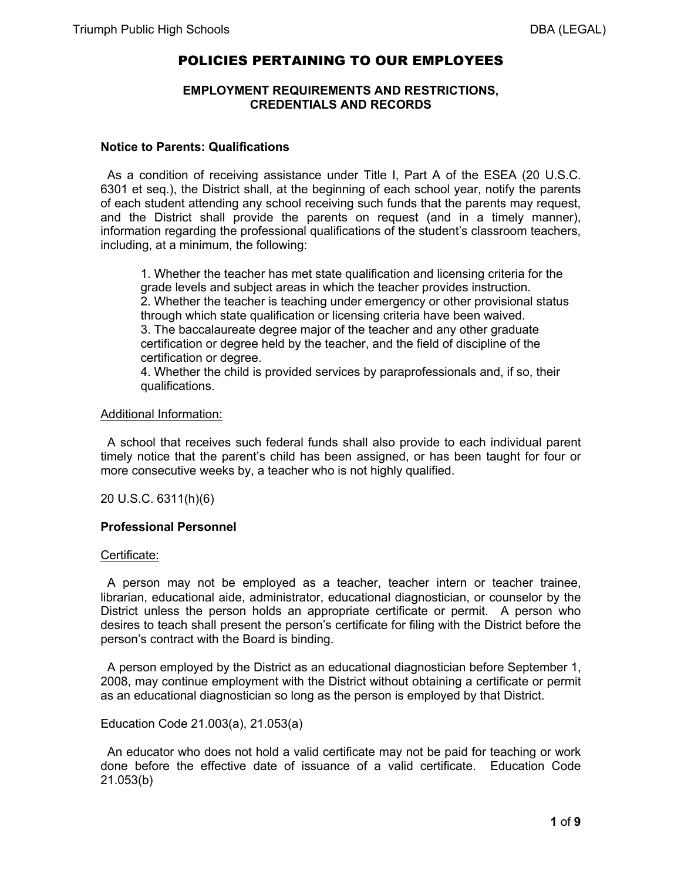# POLICIES PERTAINING TO OUR EMPLOYEES

## EMPLOYMENT REQUIREMENTS AND RESTRICTIONS, CREDENTIALS AND RECORDS

### Notice to Parents: Qualifications

As a condition of receiving assistance under Title I, Part A of the ESEA (20 U.S.C. 6301 et seq.), the District shall, at the beginning of each school year, notify the parents of each student attending any school receiving such funds that the parents may request, and the District shall provide the parents on request (and in a timely manner), information regarding the professional qualifications of the student's classroom teachers, including, at a minimum, the following:

1. Whether the teacher has met state qualification and licensing criteria for the grade levels and subject areas in which the teacher provides instruction.
2. Whether the teacher is teaching under emergency or other provisional status through which state qualification or licensing criteria have been waived.
3. The baccalaureate degree major of the teacher and any other graduate certification or degree held by the teacher, and the field of discipline of the certification or degree.
4. Whether the child is provided services by paraprofessionals and, if so, their qualifications.

Additional Information:

A school that receives such federal funds shall also provide to each individual parent timely notice that the parent's child has been assigned, or has been taught for four or more consecutive weeks by, a teacher who is not highly qualified.

20 U.S.C. 6311(h)(6)

### Professional Personnel

Certificate:

A person may not be employed as a teacher, teacher intern or teacher trainee, librarian, educational aide, administrator, educational diagnostician, or counselor by the District unless the person holds an appropriate certificate or permit. A person who desires to teach shall present the person's certificate for filing with the District before the person's contract with the Board is binding.

A person employed by the District as an educational diagnostician before September 1, 2008, may continue employment with the District without obtaining a certificate or permit as an educational diagnostician so long as the person is employed by that District.

Education Code 21.003(a), 21.053(a)

An educator who does not hold a valid certificate may not be paid for teaching or work done before the effective date of issuance of a valid certificate. Education Code 21.053(b)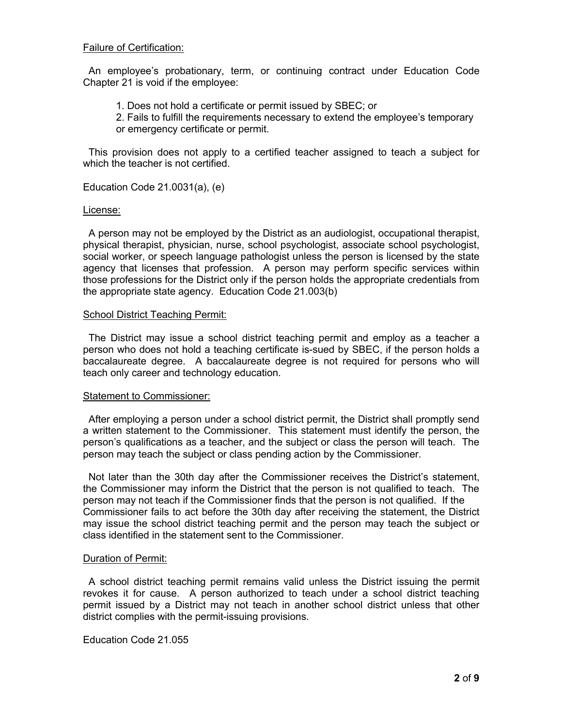<u>Failure of Certification:</u>

An employee's probationary, term, or continuing contract under Education Code Chapter 21 is void if the employee:

1. Does not hold a certificate or permit issued by SBEC; or
2. Fails to fulfill the requirements necessary to extend the employee's temporary or emergency certificate or permit.

This provision does not apply to a certified teacher assigned to teach a subject for which the teacher is not certified.

Education Code 21.0031(a), (e)

<u>License:</u>

A person may not be employed by the District as an audiologist, occupational therapist, physical therapist, physician, nurse, school psychologist, associate school psychologist, social worker, or speech language pathologist unless the person is licensed by the state agency that licenses that profession. A person may perform specific services within those professions for the District only if the person holds the appropriate credentials from the appropriate state agency. Education Code 21.003(b)

<u>School District Teaching Permit:</u>

The District may issue a school district teaching permit and employ as a teacher a person who does not hold a teaching certificate is-sued by SBEC, if the person holds a baccalaureate degree. A baccalaureate degree is not required for persons who will teach only career and technology education.

<u>Statement to Commissioner:</u>

After employing a person under a school district permit, the District shall promptly send a written statement to the Commissioner. This statement must identify the person, the person's qualifications as a teacher, and the subject or class the person will teach. The person may teach the subject or class pending action by the Commissioner.

Not later than the 30th day after the Commissioner receives the District's statement, the Commissioner may inform the District that the person is not qualified to teach. The person may not teach if the Commissioner finds that the person is not qualified. If the Commissioner fails to act before the 30th day after receiving the statement, the District may issue the school district teaching permit and the person may teach the subject or class identified in the statement sent to the Commissioner.

<u>Duration of Permit:</u>

A school district teaching permit remains valid unless the District issuing the permit revokes it for cause. A person authorized to teach under a school district teaching permit issued by a District may not teach in another school district unless that other district complies with the permit-issuing provisions.

Education Code 21.055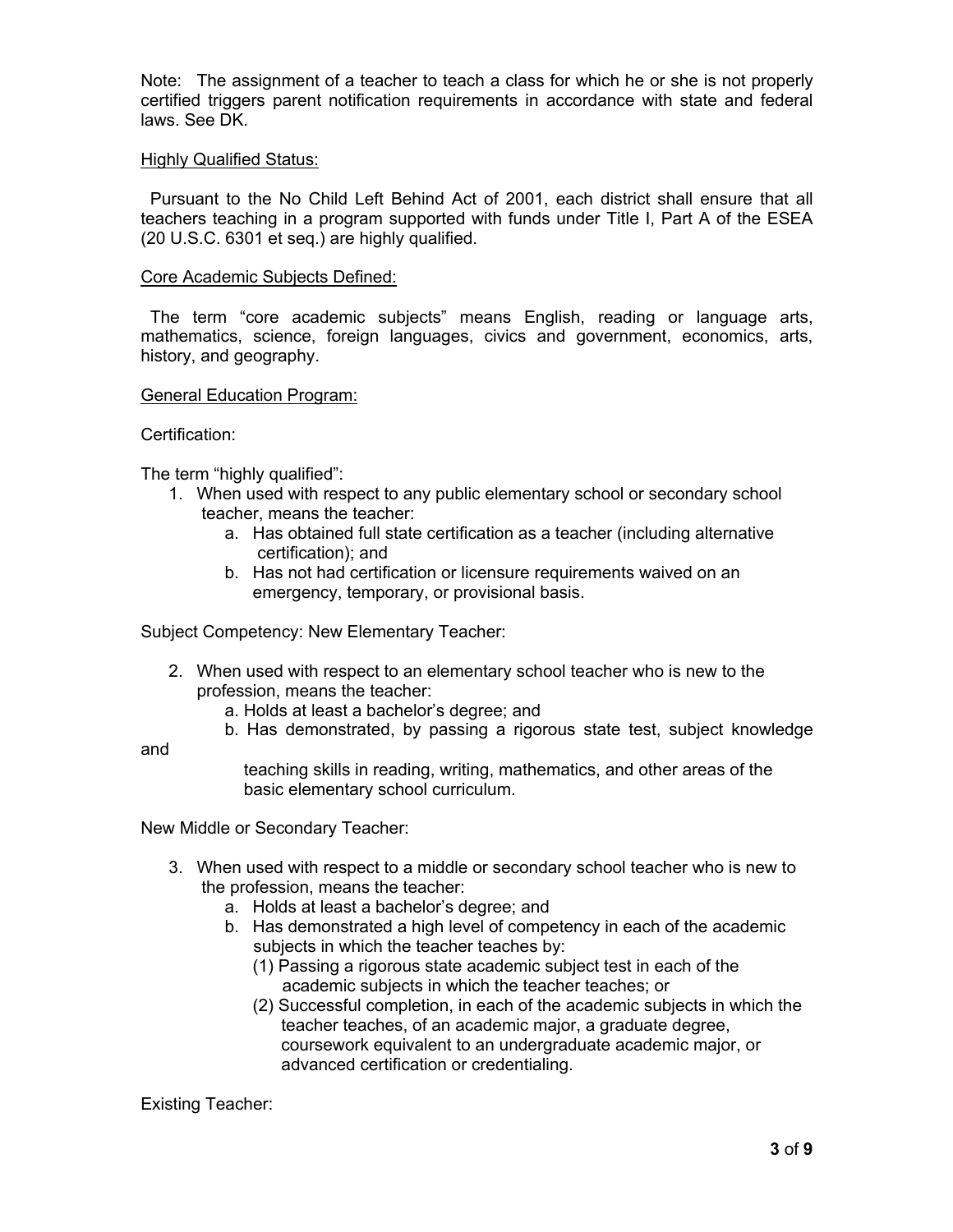Note: The assignment of a teacher to teach a class for which he or she is not properly certified triggers parent notification requirements in accordance with state and federal laws. See DK.

<u>Highly Qualified Status:</u>

Pursuant to the No Child Left Behind Act of 2001, each district shall ensure that all teachers teaching in a program supported with funds under Title I, Part A of the ESEA (20 U.S.C. 6301 et seq.) are highly qualified.

<u>Core Academic Subjects Defined:</u>

The term "core academic subjects" means English, reading or language arts, mathematics, science, foreign languages, civics and government, economics, arts, history, and geography.

<u>General Education Program:</u>

Certification:

The term "highly qualified":

1. When used with respect to any public elementary school or secondary school teacher, means the teacher:
   a. Has obtained full state certification as a teacher (including alternative certification); and
   b. Has not had certification or licensure requirements waived on an emergency, temporary, or provisional basis.

Subject Competency: New Elementary Teacher:

2. When used with respect to an elementary school teacher who is new to the profession, means the teacher:
   a. Holds at least a bachelor's degree; and
   b. Has demonstrated, by passing a rigorous state test, subject knowledge and teaching skills in reading, writing, mathematics, and other areas of the basic elementary school curriculum.

New Middle or Secondary Teacher:

3. When used with respect to a middle or secondary school teacher who is new to the profession, means the teacher:
   a. Holds at least a bachelor's degree; and
   b. Has demonstrated a high level of competency in each of the academic subjects in which the teacher teaches by:
      (1) Passing a rigorous state academic subject test in each of the academic subjects in which the teacher teaches; or
      (2) Successful completion, in each of the academic subjects in which the teacher teaches, of an academic major, a graduate degree, coursework equivalent to an undergraduate academic major, or advanced certification or credentialing.

Existing Teacher: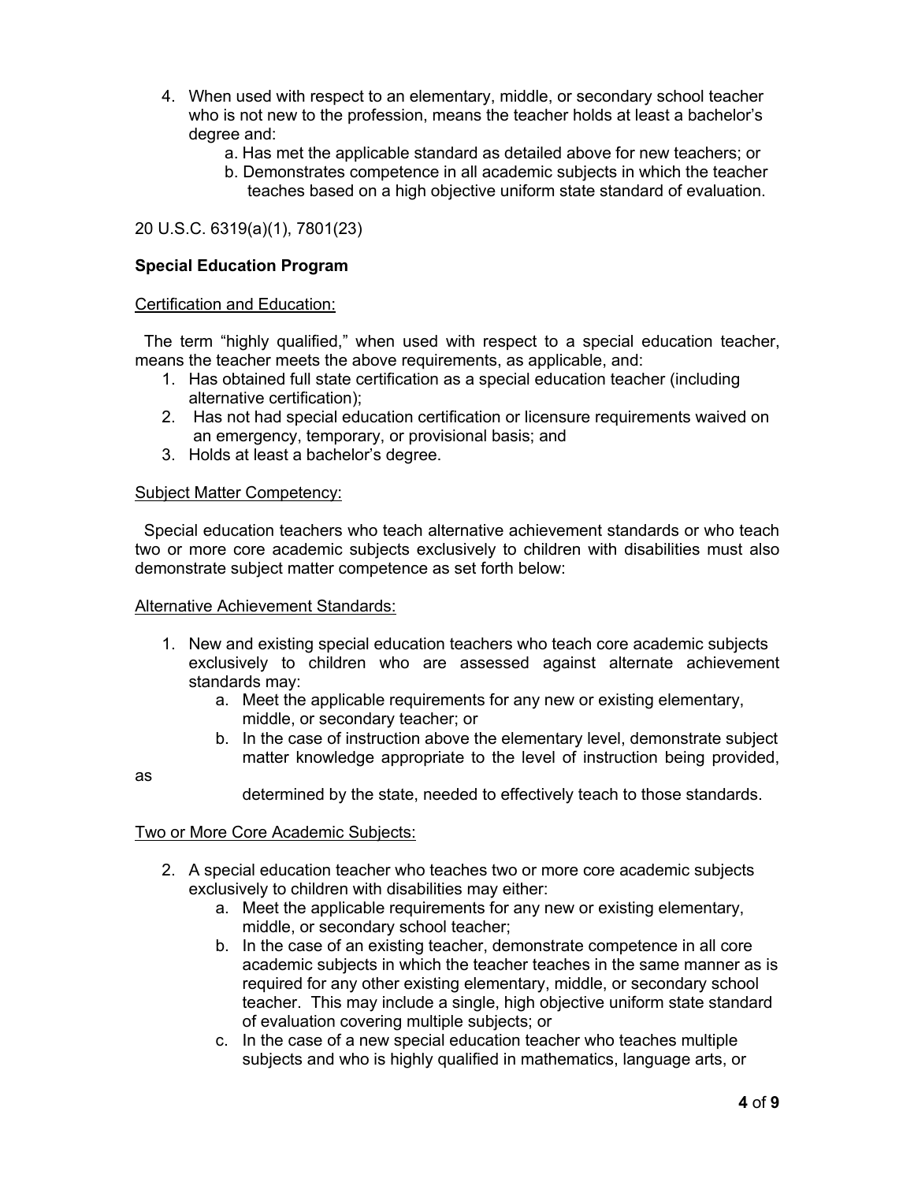4. When used with respect to an elementary, middle, or secondary school teacher who is not new to the profession, means the teacher holds at least a bachelor's degree and:
   a. Has met the applicable standard as detailed above for new teachers; or
   b. Demonstrates competence in all academic subjects in which the teacher teaches based on a high objective uniform state standard of evaluation.

20 U.S.C. 6319(a)(1), 7801(23)

**Special Education Program**

Certification and Education:

The term "highly qualified," when used with respect to a special education teacher, means the teacher meets the above requirements, as applicable, and:

1. Has obtained full state certification as a special education teacher (including alternative certification);
2. Has not had special education certification or licensure requirements waived on an emergency, temporary, or provisional basis; and
3. Holds at least a bachelor's degree.

Subject Matter Competency:

Special education teachers who teach alternative achievement standards or who teach two or more core academic subjects exclusively to children with disabilities must also demonstrate subject matter competence as set forth below:

Alternative Achievement Standards:

1. New and existing special education teachers who teach core academic subjects exclusively to children who are assessed against alternate achievement standards may:
   a. Meet the applicable requirements for any new or existing elementary, middle, or secondary teacher; or
   b. In the case of instruction above the elementary level, demonstrate subject matter knowledge appropriate to the level of instruction being provided, as determined by the state, needed to effectively teach to those standards.

Two or More Core Academic Subjects:

2. A special education teacher who teaches two or more core academic subjects exclusively to children with disabilities may either:
   a. Meet the applicable requirements for any new or existing elementary, middle, or secondary school teacher;
   b. In the case of an existing teacher, demonstrate competence in all core academic subjects in which the teacher teaches in the same manner as is required for any other existing elementary, middle, or secondary school teacher. This may include a single, high objective uniform state standard of evaluation covering multiple subjects; or
   c. In the case of a new special education teacher who teaches multiple subjects and who is highly qualified in mathematics, language arts, or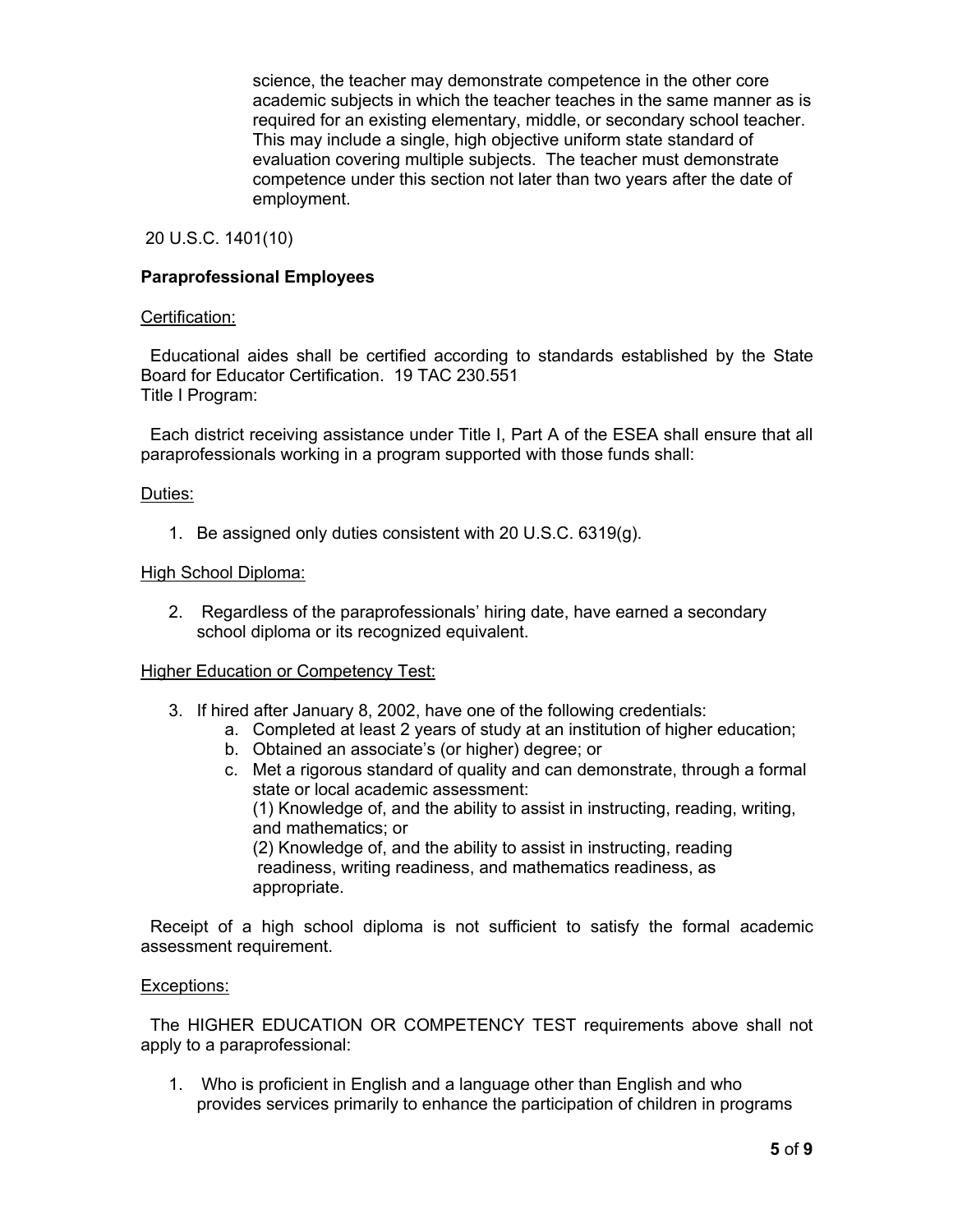science, the teacher may demonstrate competence in the other core academic subjects in which the teacher teaches in the same manner as is required for an existing elementary, middle, or secondary school teacher. This may include a single, high objective uniform state standard of evaluation covering multiple subjects. The teacher must demonstrate competence under this section not later than two years after the date of employment.

20 U.S.C. 1401(10)

**Paraprofessional Employees**

Certification:

Educational aides shall be certified according to standards established by the State Board for Educator Certification. 19 TAC 230.551

Title I Program:

Each district receiving assistance under Title I, Part A of the ESEA shall ensure that all paraprofessionals working in a program supported with those funds shall:

Duties:

1. Be assigned only duties consistent with 20 U.S.C. 6319(g).

High School Diploma:

2. Regardless of the paraprofessionals' hiring date, have earned a secondary school diploma or its recognized equivalent.

Higher Education or Competency Test:

3. If hired after January 8, 2002, have one of the following credentials:
   a. Completed at least 2 years of study at an institution of higher education;
   b. Obtained an associate's (or higher) degree; or
   c. Met a rigorous standard of quality and can demonstrate, through a formal state or local academic assessment:
      (1) Knowledge of, and the ability to assist in instructing, reading, writing, and mathematics; or
      (2) Knowledge of, and the ability to assist in instructing, reading readiness, writing readiness, and mathematics readiness, as appropriate.

Receipt of a high school diploma is not sufficient to satisfy the formal academic assessment requirement.

Exceptions:

The HIGHER EDUCATION OR COMPETENCY TEST requirements above shall not apply to a paraprofessional:

1. Who is proficient in English and a language other than English and who provides services primarily to enhance the participation of children in programs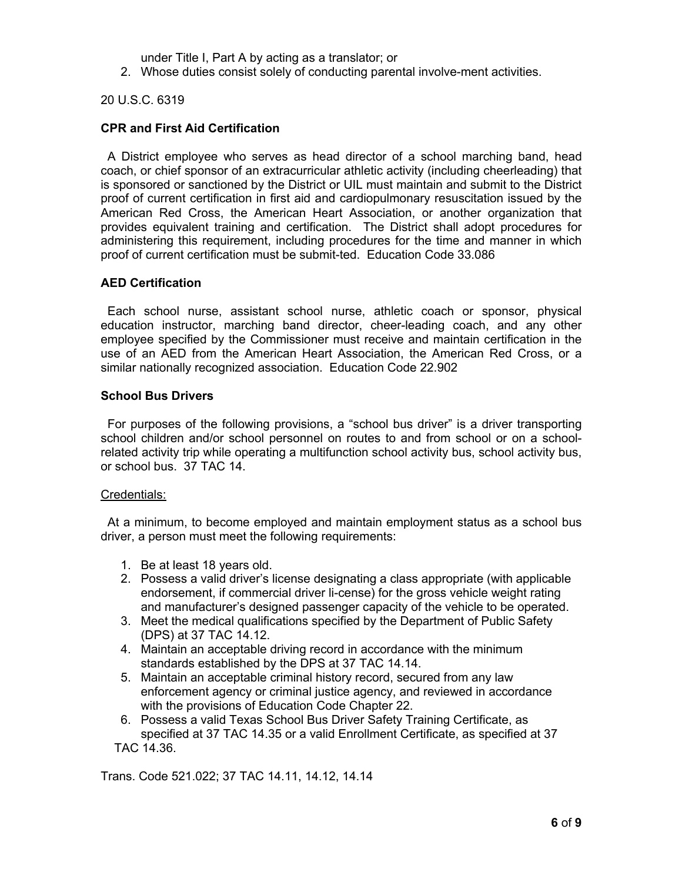under Title I, Part A by acting as a translator; or

2. Whose duties consist solely of conducting parental involve-ment activities.

20 U.S.C. 6319

**CPR and First Aid Certification**

A District employee who serves as head director of a school marching band, head coach, or chief sponsor of an extracurricular athletic activity (including cheerleading) that is sponsored or sanctioned by the District or UIL must maintain and submit to the District proof of current certification in first aid and cardiopulmonary resuscitation issued by the American Red Cross, the American Heart Association, or another organization that provides equivalent training and certification. The District shall adopt procedures for administering this requirement, including procedures for the time and manner in which proof of current certification must be submit-ted. Education Code 33.086

**AED Certification**

Each school nurse, assistant school nurse, athletic coach or sponsor, physical education instructor, marching band director, cheer-leading coach, and any other employee specified by the Commissioner must receive and maintain certification in the use of an AED from the American Heart Association, the American Red Cross, or a similar nationally recognized association. Education Code 22.902

**School Bus Drivers**

For purposes of the following provisions, a "school bus driver" is a driver transporting school children and/or school personnel on routes to and from school or on a school-related activity trip while operating a multifunction school activity bus, school activity bus, or school bus. 37 TAC 14.

Credentials:

At a minimum, to become employed and maintain employment status as a school bus driver, a person must meet the following requirements:

1. Be at least 18 years old.
2. Possess a valid driver's license designating a class appropriate (with applicable endorsement, if commercial driver li-cense) for the gross vehicle weight rating and manufacturer's designed passenger capacity of the vehicle to be operated.
3. Meet the medical qualifications specified by the Department of Public Safety (DPS) at 37 TAC 14.12.
4. Maintain an acceptable driving record in accordance with the minimum standards established by the DPS at 37 TAC 14.14.
5. Maintain an acceptable criminal history record, secured from any law enforcement agency or criminal justice agency, and reviewed in accordance with the provisions of Education Code Chapter 22.
6. Possess a valid Texas School Bus Driver Safety Training Certificate, as specified at 37 TAC 14.35 or a valid Enrollment Certificate, as specified at 37 TAC 14.36.

Trans. Code 521.022; 37 TAC 14.11, 14.12, 14.14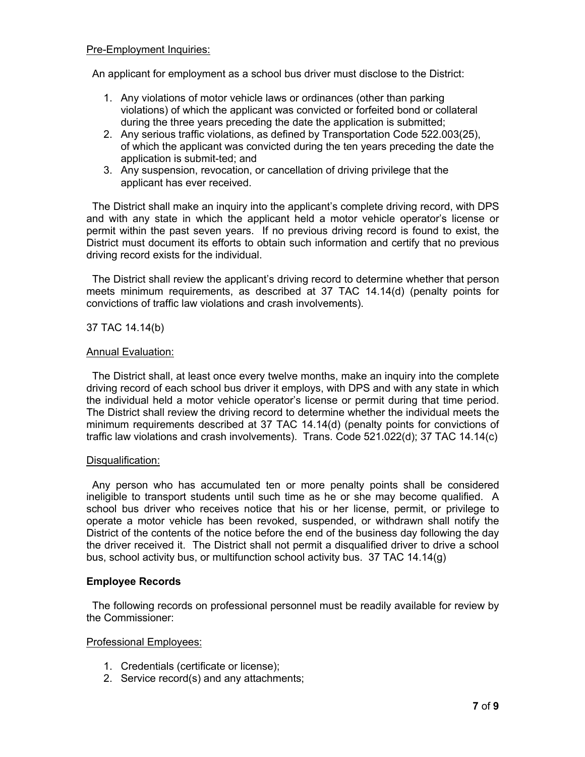Pre-Employment Inquiries:

An applicant for employment as a school bus driver must disclose to the District:

1. Any violations of motor vehicle laws or ordinances (other than parking violations) of which the applicant was convicted or forfeited bond or collateral during the three years preceding the date the application is submitted;
2. Any serious traffic violations, as defined by Transportation Code 522.003(25), of which the applicant was convicted during the ten years preceding the date the application is submit-ted; and
3. Any suspension, revocation, or cancellation of driving privilege that the applicant has ever received.

The District shall make an inquiry into the applicant's complete driving record, with DPS and with any state in which the applicant held a motor vehicle operator's license or permit within the past seven years. If no previous driving record is found to exist, the District must document its efforts to obtain such information and certify that no previous driving record exists for the individual.

The District shall review the applicant's driving record to determine whether that person meets minimum requirements, as described at 37 TAC 14.14(d) (penalty points for convictions of traffic law violations and crash involvements).

37 TAC 14.14(b)

Annual Evaluation:

The District shall, at least once every twelve months, make an inquiry into the complete driving record of each school bus driver it employs, with DPS and with any state in which the individual held a motor vehicle operator's license or permit during that time period. The District shall review the driving record to determine whether the individual meets the minimum requirements described at 37 TAC 14.14(d) (penalty points for convictions of traffic law violations and crash involvements). Trans. Code 521.022(d); 37 TAC 14.14(c)

Disqualification:

Any person who has accumulated ten or more penalty points shall be considered ineligible to transport students until such time as he or she may become qualified. A school bus driver who receives notice that his or her license, permit, or privilege to operate a motor vehicle has been revoked, suspended, or withdrawn shall notify the District of the contents of the notice before the end of the business day following the day the driver received it. The District shall not permit a disqualified driver to drive a school bus, school activity bus, or multifunction school activity bus. 37 TAC 14.14(g)

**Employee Records**

The following records on professional personnel must be readily available for review by the Commissioner:

Professional Employees:

1. Credentials (certificate or license);
2. Service record(s) and any attachments;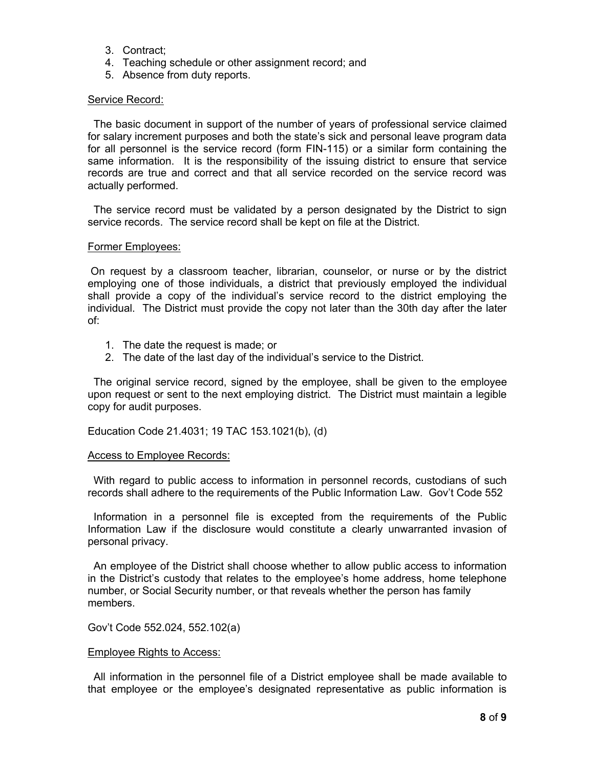3. Contract;
4. Teaching schedule or other assignment record; and
5. Absence from duty reports.

Service Record:

The basic document in support of the number of years of professional service claimed for salary increment purposes and both the state's sick and personal leave program data for all personnel is the service record (form FIN-115) or a similar form containing the same information. It is the responsibility of the issuing district to ensure that service records are true and correct and that all service recorded on the service record was actually performed.

The service record must be validated by a person designated by the District to sign service records. The service record shall be kept on file at the District.

Former Employees:

On request by a classroom teacher, librarian, counselor, or nurse or by the district employing one of those individuals, a district that previously employed the individual shall provide a copy of the individual's service record to the district employing the individual. The District must provide the copy not later than the 30th day after the later of:

1. The date the request is made; or
2. The date of the last day of the individual's service to the District.

The original service record, signed by the employee, shall be given to the employee upon request or sent to the next employing district. The District must maintain a legible copy for audit purposes.

Education Code 21.4031; 19 TAC 153.1021(b), (d)

Access to Employee Records:

With regard to public access to information in personnel records, custodians of such records shall adhere to the requirements of the Public Information Law. Gov't Code 552

Information in a personnel file is excepted from the requirements of the Public Information Law if the disclosure would constitute a clearly unwarranted invasion of personal privacy.

An employee of the District shall choose whether to allow public access to information in the District's custody that relates to the employee's home address, home telephone number, or Social Security number, or that reveals whether the person has family members.

Gov't Code 552.024, 552.102(a)

Employee Rights to Access:

All information in the personnel file of a District employee shall be made available to that employee or the employee's designated representative as public information is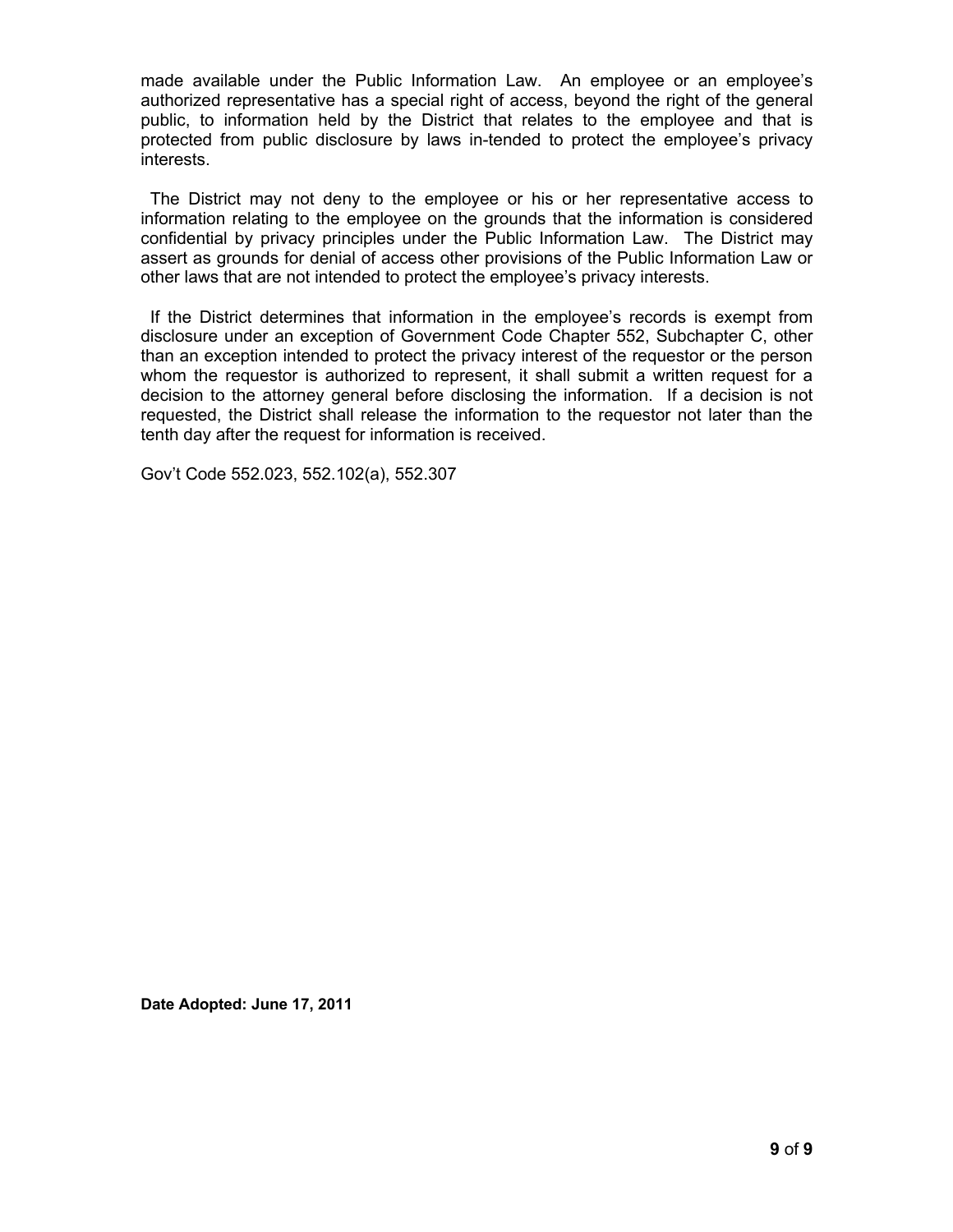made available under the Public Information Law. An employee or an employee's authorized representative has a special right of access, beyond the right of the general public, to information held by the District that relates to the employee and that is protected from public disclosure by laws in-tended to protect the employee's privacy interests.

The District may not deny to the employee or his or her representative access to information relating to the employee on the grounds that the information is considered confidential by privacy principles under the Public Information Law. The District may assert as grounds for denial of access other provisions of the Public Information Law or other laws that are not intended to protect the employee's privacy interests.

If the District determines that information in the employee's records is exempt from disclosure under an exception of Government Code Chapter 552, Subchapter C, other than an exception intended to protect the privacy interest of the requestor or the person whom the requestor is authorized to represent, it shall submit a written request for a decision to the attorney general before disclosing the information. If a decision is not requested, the District shall release the information to the requestor not later than the tenth day after the request for information is received.

Gov't Code 552.023, 552.102(a), 552.307

**Date Adopted: June 17, 2011**